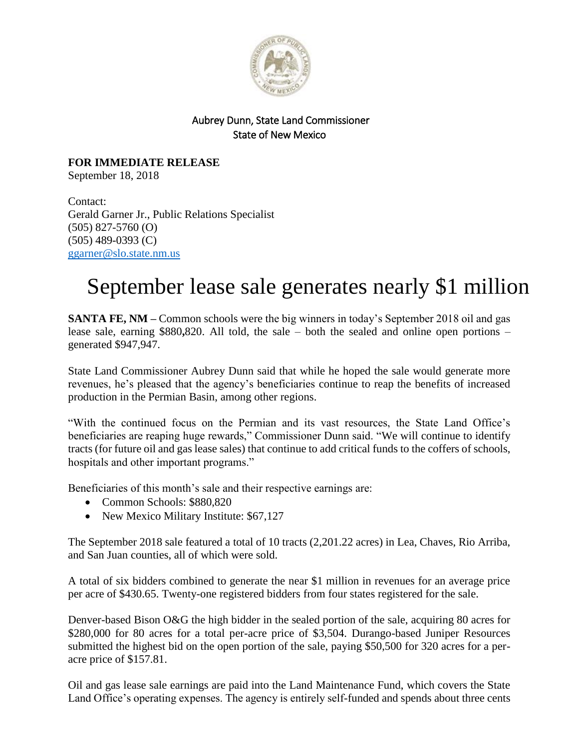Aubrey Dunn, State Land Commissioner
State of New Mexico

**FOR IMMEDIATE RELEASE**
September 18, 2018

Contact:
Gerald Garner Jr., Public Relations Specialist
(505) 827-5760 (O)
(505) 489-0393 (C)
ggarner@slo.state.nm.us

# September lease sale generates nearly $1 million

**SANTA FE, NM –** Common schools were the big winners in today's September 2018 oil and gas lease sale, earning $880**,**820. All told, the sale – both the sealed and online open portions – generated $947,947.

State Land Commissioner Aubrey Dunn said that while he hoped the sale would generate more revenues, he's pleased that the agency's beneficiaries continue to reap the benefits of increased production in the Permian Basin, among other regions.

"With the continued focus on the Permian and its vast resources, the State Land Office's beneficiaries are reaping huge rewards," Commissioner Dunn said. "We will continue to identify tracts (for future oil and gas lease sales) that continue to add critical funds to the coffers of schools, hospitals and other important programs."

Beneficiaries of this month's sale and their respective earnings are:

- Common Schools: $880,820
- New Mexico Military Institute: $67,127

The September 2018 sale featured a total of 10 tracts (2,201.22 acres) in Lea, Chaves, Rio Arriba, and San Juan counties, all of which were sold.

A total of six bidders combined to generate the near $1 million in revenues for an average price per acre of $430.65. Twenty-one registered bidders from four states registered for the sale.

Denver-based Bison O&G the high bidder in the sealed portion of the sale, acquiring 80 acres for $280,000 for 80 acres for a total per-acre price of $3,504. Durango-based Juniper Resources submitted the highest bid on the open portion of the sale, paying $50,500 for 320 acres for a per-acre price of $157.81.

Oil and gas lease sale earnings are paid into the Land Maintenance Fund, which covers the State Land Office's operating expenses. The agency is entirely self-funded and spends about three cents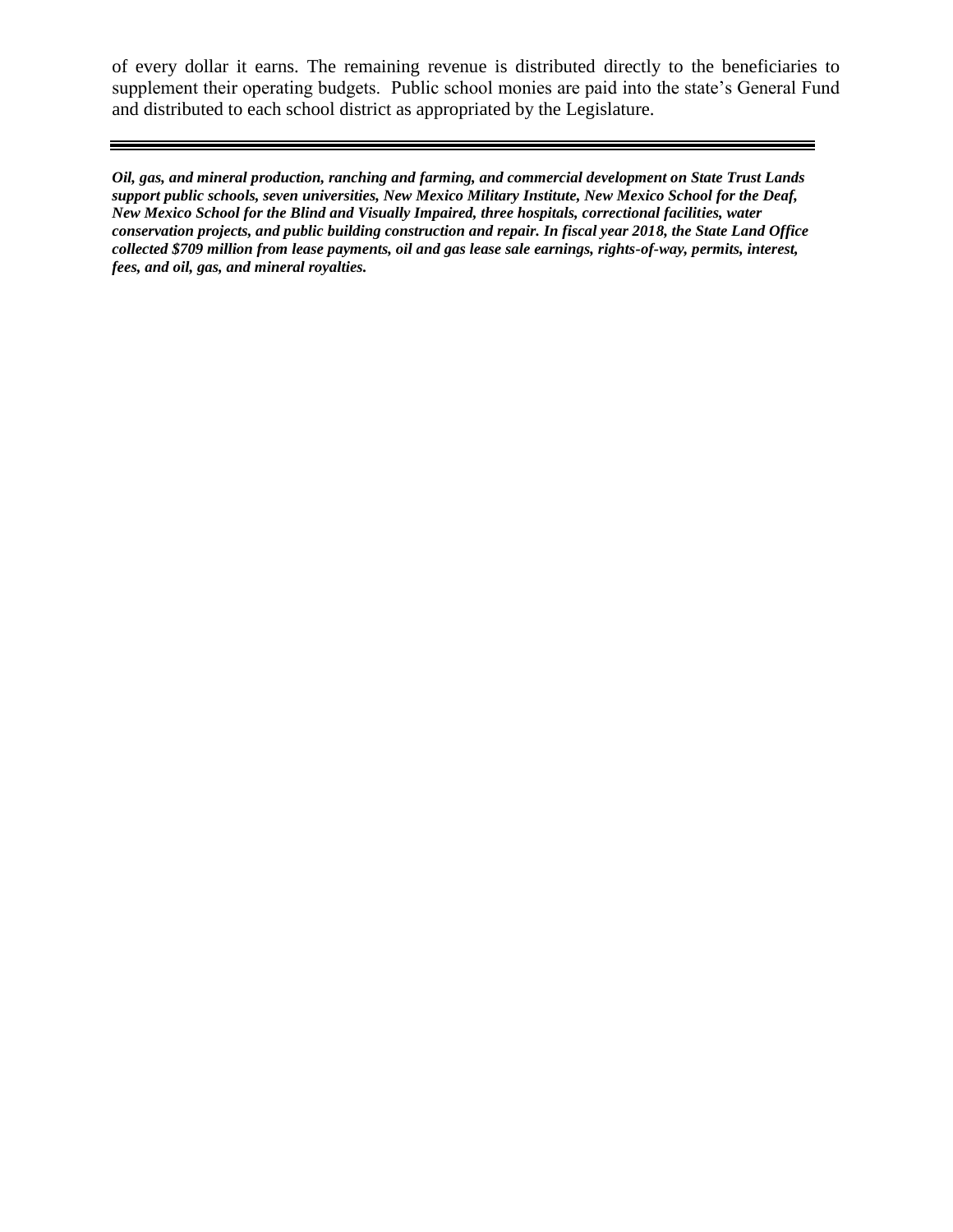of every dollar it earns. The remaining revenue is distributed directly to the beneficiaries to supplement their operating budgets. Public school monies are paid into the state's General Fund and distributed to each school district as appropriated by the Legislature.

---

***Oil, gas, and mineral production, ranching and farming, and commercial development on State Trust Lands support public schools, seven universities, New Mexico Military Institute, New Mexico School for the Deaf, New Mexico School for the Blind and Visually Impaired, three hospitals, correctional facilities, water conservation projects, and public building construction and repair. In fiscal year 2018, the State Land Office collected $709 million from lease payments, oil and gas lease sale earnings, rights-of-way, permits, interest, fees, and oil, gas, and mineral royalties.***